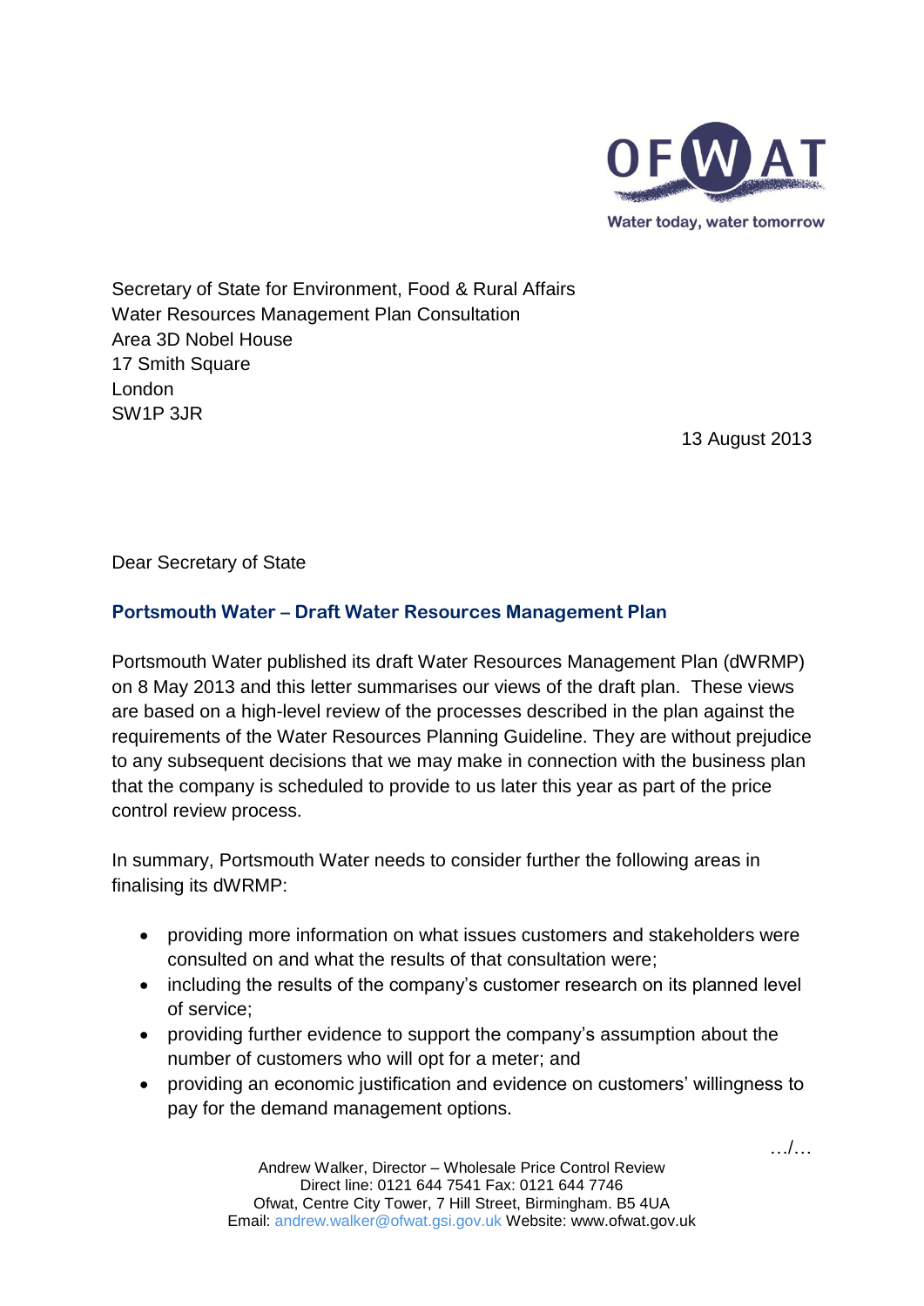OFWAT
Water today, water tomorrow

Secretary of State for Environment, Food & Rural Affairs
Water Resources Management Plan Consultation
Area 3D Nobel House
17 Smith Square
London
SW1P 3JR

13 August 2013

Dear Secretary of State

**Portsmouth Water – Draft Water Resources Management Plan**

Portsmouth Water published its draft Water Resources Management Plan (dWRMP) on 8 May 2013 and this letter summarises our views of the draft plan. These views are based on a high-level review of the processes described in the plan against the requirements of the Water Resources Planning Guideline. They are without prejudice to any subsequent decisions that we may make in connection with the business plan that the company is scheduled to provide to us later this year as part of the price control review process.

In summary, Portsmouth Water needs to consider further the following areas in finalising its dWRMP:

- providing more information on what issues customers and stakeholders were consulted on and what the results of that consultation were;
- including the results of the company's customer research on its planned level of service;
- providing further evidence to support the company's assumption about the number of customers who will opt for a meter; and
- providing an economic justification and evidence on customers' willingness to pay for the demand management options.

…/…

Andrew Walker, Director – Wholesale Price Control Review
Direct line: 0121 644 7541 Fax: 0121 644 7746
Ofwat, Centre City Tower, 7 Hill Street, Birmingham. B5 4UA
Email: andrew.walker@ofwat.gsi.gov.uk Website: www.ofwat.gov.uk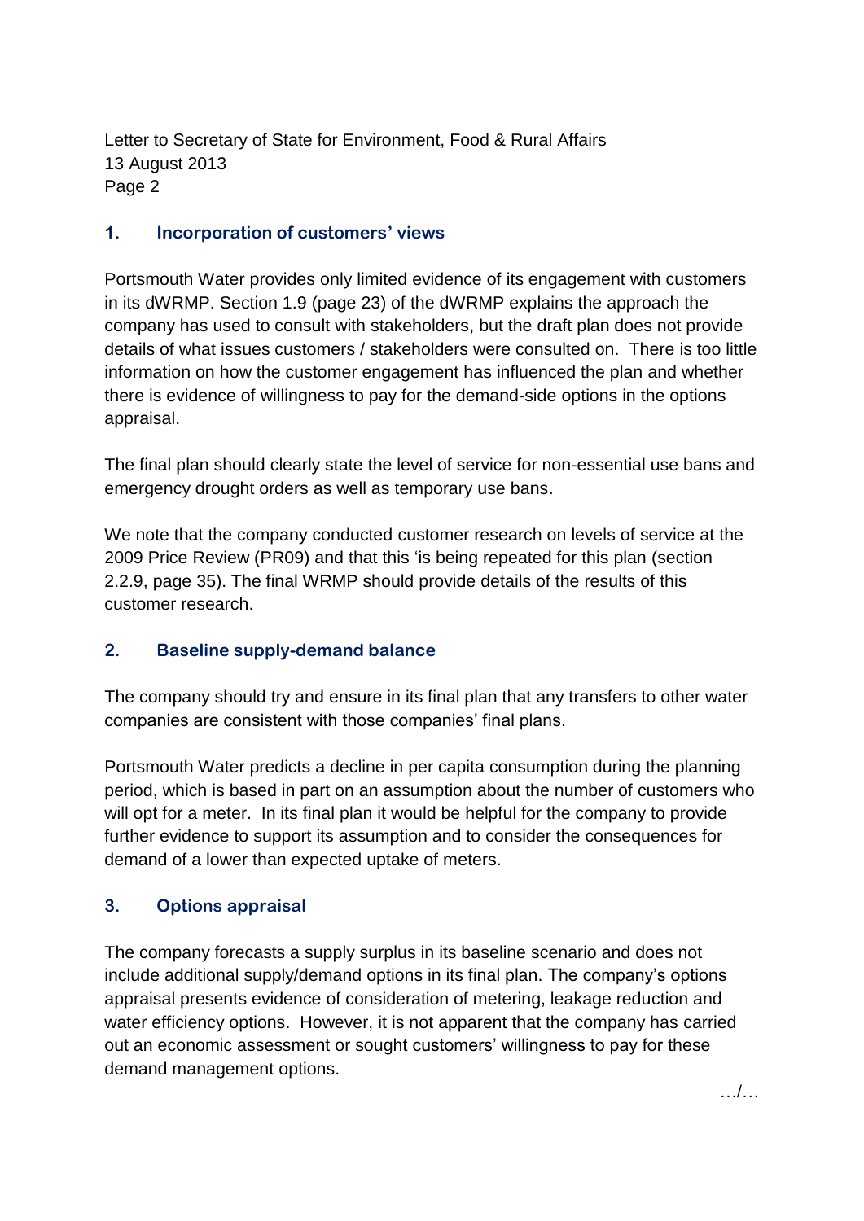## 1. Incorporation of customers' views

Portsmouth Water provides only limited evidence of its engagement with customers in its dWRMP. Section 1.9 (page 23) of the dWRMP explains the approach the company has used to consult with stakeholders, but the draft plan does not provide details of what issues customers / stakeholders were consulted on. There is too little information on how the customer engagement has influenced the plan and whether there is evidence of willingness to pay for the demand-side options in the options appraisal.

The final plan should clearly state the level of service for non-essential use bans and emergency drought orders as well as temporary use bans.

We note that the company conducted customer research on levels of service at the 2009 Price Review (PR09) and that this 'is being repeated for this plan (section 2.2.9, page 35). The final WRMP should provide details of the results of this customer research.

## 2. Baseline supply-demand balance

The company should try and ensure in its final plan that any transfers to other water companies are consistent with those companies' final plans.

Portsmouth Water predicts a decline in per capita consumption during the planning period, which is based in part on an assumption about the number of customers who will opt for a meter. In its final plan it would be helpful for the company to provide further evidence to support its assumption and to consider the consequences for demand of a lower than expected uptake of meters.

## 3. Options appraisal

The company forecasts a supply surplus in its baseline scenario and does not include additional supply/demand options in its final plan. The company's options appraisal presents evidence of consideration of metering, leakage reduction and water efficiency options. However, it is not apparent that the company has carried out an economic assessment or sought customers' willingness to pay for these demand management options.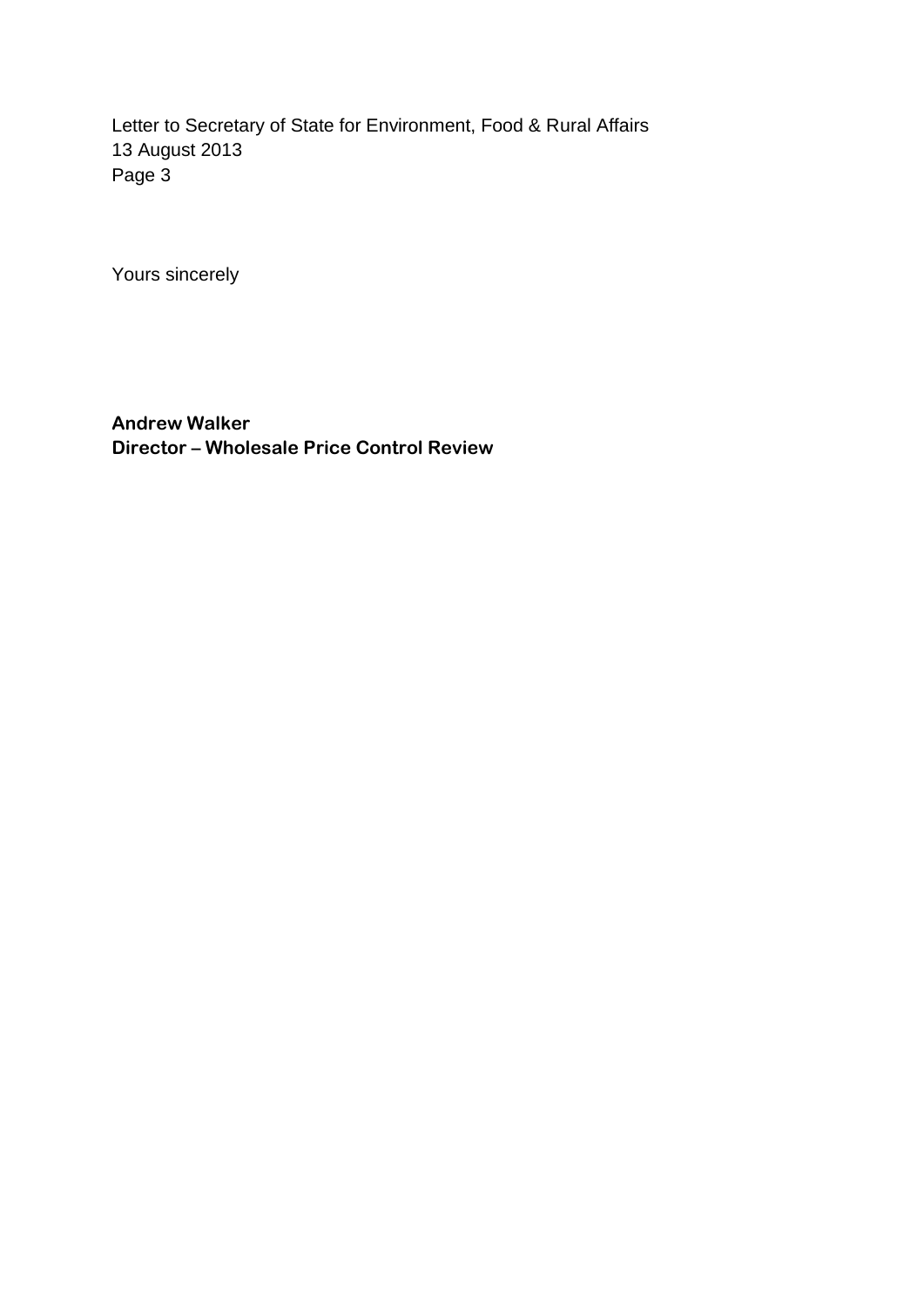Yours sincerely

**Andrew Walker**
**Director – Wholesale Price Control Review**